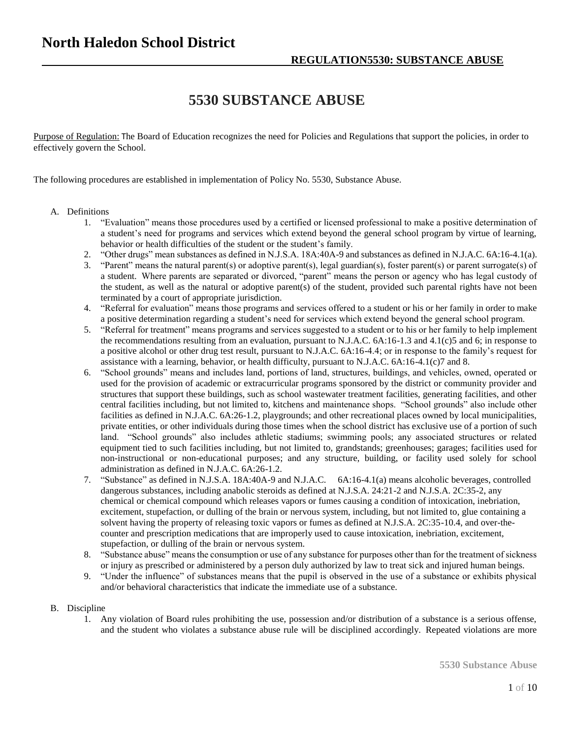# North Haledon School District

**REGULATION5530: SUBSTANCE ABUSE**

# 5530 SUBSTANCE ABUSE

Purpose of Regulation: The Board of Education recognizes the need for Policies and Regulations that support the policies, in order to effectively govern the School.

The following procedures are established in implementation of Policy No. 5530, Substance Abuse.

A. Definitions
   1. "Evaluation" means those procedures used by a certified or licensed professional to make a positive determination of a student's need for programs and services which extend beyond the general school program by virtue of learning, behavior or health difficulties of the student or the student's family.
   2. "Other drugs" mean substances as defined in N.J.S.A. 18A:40A-9 and substances as defined in N.J.A.C. 6A:16-4.1(a).
   3. "Parent" means the natural parent(s) or adoptive parent(s), legal guardian(s), foster parent(s) or parent surrogate(s) of a student. Where parents are separated or divorced, "parent" means the person or agency who has legal custody of the student, as well as the natural or adoptive parent(s) of the student, provided such parental rights have not been terminated by a court of appropriate jurisdiction.
   4. "Referral for evaluation" means those programs and services offered to a student or his or her family in order to make a positive determination regarding a student's need for services which extend beyond the general school program.
   5. "Referral for treatment" means programs and services suggested to a student or to his or her family to help implement the recommendations resulting from an evaluation, pursuant to N.J.A.C. 6A:16-1.3 and 4.1(c)5 and 6; in response to a positive alcohol or other drug test result, pursuant to N.J.A.C. 6A:16-4.4; or in response to the family's request for assistance with a learning, behavior, or health difficulty, pursuant to N.J.A.C. 6A:16-4.1(c)7 and 8.
   6. "School grounds" means and includes land, portions of land, structures, buildings, and vehicles, owned, operated or used for the provision of academic or extracurricular programs sponsored by the district or community provider and structures that support these buildings, such as school wastewater treatment facilities, generating facilities, and other central facilities including, but not limited to, kitchens and maintenance shops. "School grounds" also include other facilities as defined in N.J.A.C. 6A:26-1.2, playgrounds; and other recreational places owned by local municipalities, private entities, or other individuals during those times when the school district has exclusive use of a portion of such land. "School grounds" also includes athletic stadiums; swimming pools; any associated structures or related equipment tied to such facilities including, but not limited to, grandstands; greenhouses; garages; facilities used for non-instructional or non-educational purposes; and any structure, building, or facility used solely for school administration as defined in N.J.A.C. 6A:26-1.2.
   7. "Substance" as defined in N.J.S.A. 18A:40A-9 and N.J.A.C. 6A:16-4.1(a) means alcoholic beverages, controlled dangerous substances, including anabolic steroids as defined at N.J.S.A. 24:21-2 and N.J.S.A. 2C:35-2, any chemical or chemical compound which releases vapors or fumes causing a condition of intoxication, inebriation, excitement, stupefaction, or dulling of the brain or nervous system, including, but not limited to, glue containing a solvent having the property of releasing toxic vapors or fumes as defined at N.J.S.A. 2C:35-10.4, and over-the-counter and prescription medications that are improperly used to cause intoxication, inebriation, excitement, stupefaction, or dulling of the brain or nervous system.
   8. "Substance abuse" means the consumption or use of any substance for purposes other than for the treatment of sickness or injury as prescribed or administered by a person duly authorized by law to treat sick and injured human beings.
   9. "Under the influence" of substances means that the pupil is observed in the use of a substance or exhibits physical and/or behavioral characteristics that indicate the immediate use of a substance.

B. Discipline
   1. Any violation of Board rules prohibiting the use, possession and/or distribution of a substance is a serious offense, and the student who violates a substance abuse rule will be disciplined accordingly. Repeated violations are more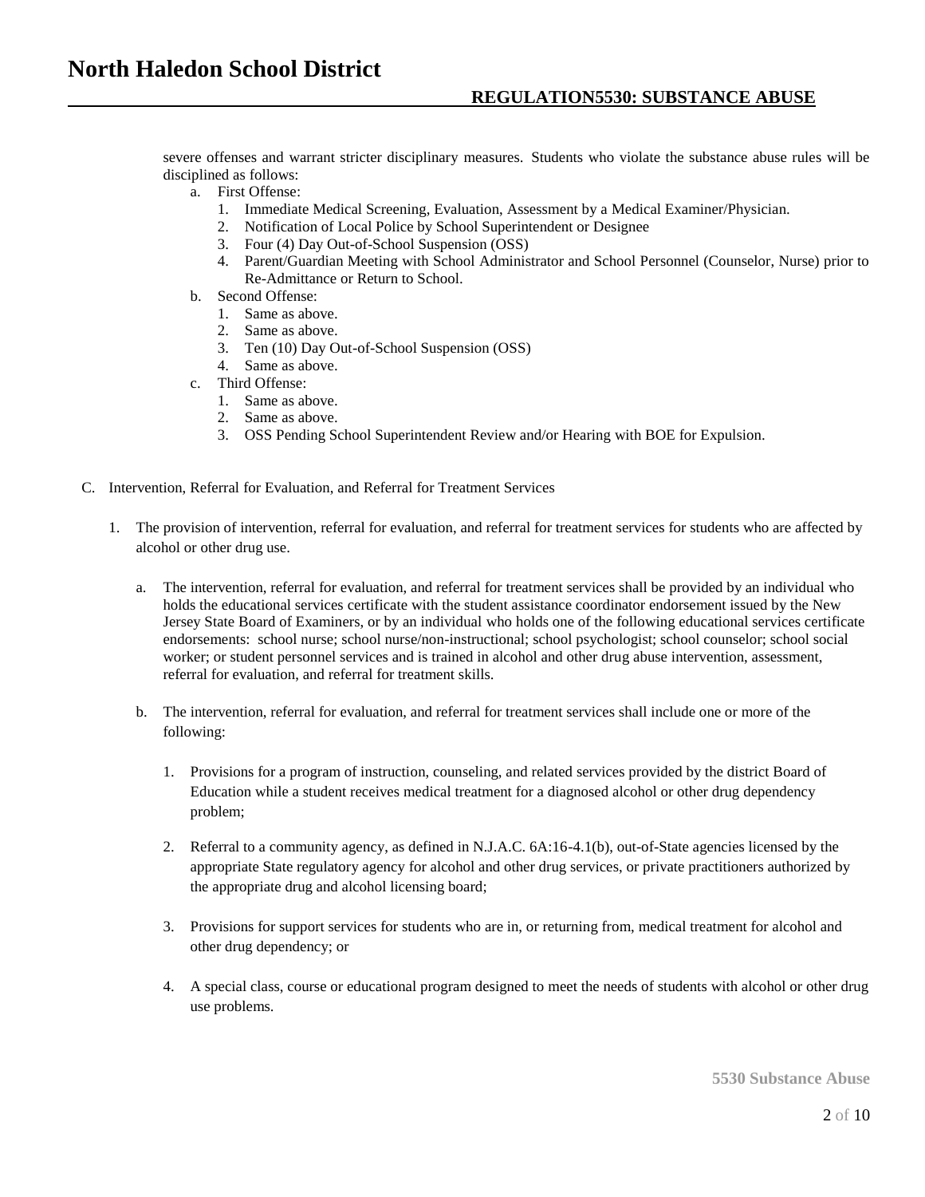severe offenses and warrant stricter disciplinary measures. Students who violate the substance abuse rules will be disciplined as follows:

a. First Offense:
   1. Immediate Medical Screening, Evaluation, Assessment by a Medical Examiner/Physician.
   2. Notification of Local Police by School Superintendent or Designee
   3. Four (4) Day Out-of-School Suspension (OSS)
   4. Parent/Guardian Meeting with School Administrator and School Personnel (Counselor, Nurse) prior to Re-Admittance or Return to School.
b. Second Offense:
   1. Same as above.
   2. Same as above.
   3. Ten (10) Day Out-of-School Suspension (OSS)
   4. Same as above.
c. Third Offense:
   1. Same as above.
   2. Same as above.
   3. OSS Pending School Superintendent Review and/or Hearing with BOE for Expulsion.

C. Intervention, Referral for Evaluation, and Referral for Treatment Services

1. The provision of intervention, referral for evaluation, and referral for treatment services for students who are affected by alcohol or other drug use.

   a. The intervention, referral for evaluation, and referral for treatment services shall be provided by an individual who holds the educational services certificate with the student assistance coordinator endorsement issued by the New Jersey State Board of Examiners, or by an individual who holds one of the following educational services certificate endorsements: school nurse; school nurse/non-instructional; school psychologist; school counselor; school social worker; or student personnel services and is trained in alcohol and other drug abuse intervention, assessment, referral for evaluation, and referral for treatment skills.

   b. The intervention, referral for evaluation, and referral for treatment services shall include one or more of the following:

      1. Provisions for a program of instruction, counseling, and related services provided by the district Board of Education while a student receives medical treatment for a diagnosed alcohol or other drug dependency problem;

      2. Referral to a community agency, as defined in N.J.A.C. 6A:16-4.1(b), out-of-State agencies licensed by the appropriate State regulatory agency for alcohol and other drug services, or private practitioners authorized by the appropriate drug and alcohol licensing board;

      3. Provisions for support services for students who are in, or returning from, medical treatment for alcohol and other drug dependency; or

      4. A special class, course or educational program designed to meet the needs of students with alcohol or other drug use problems.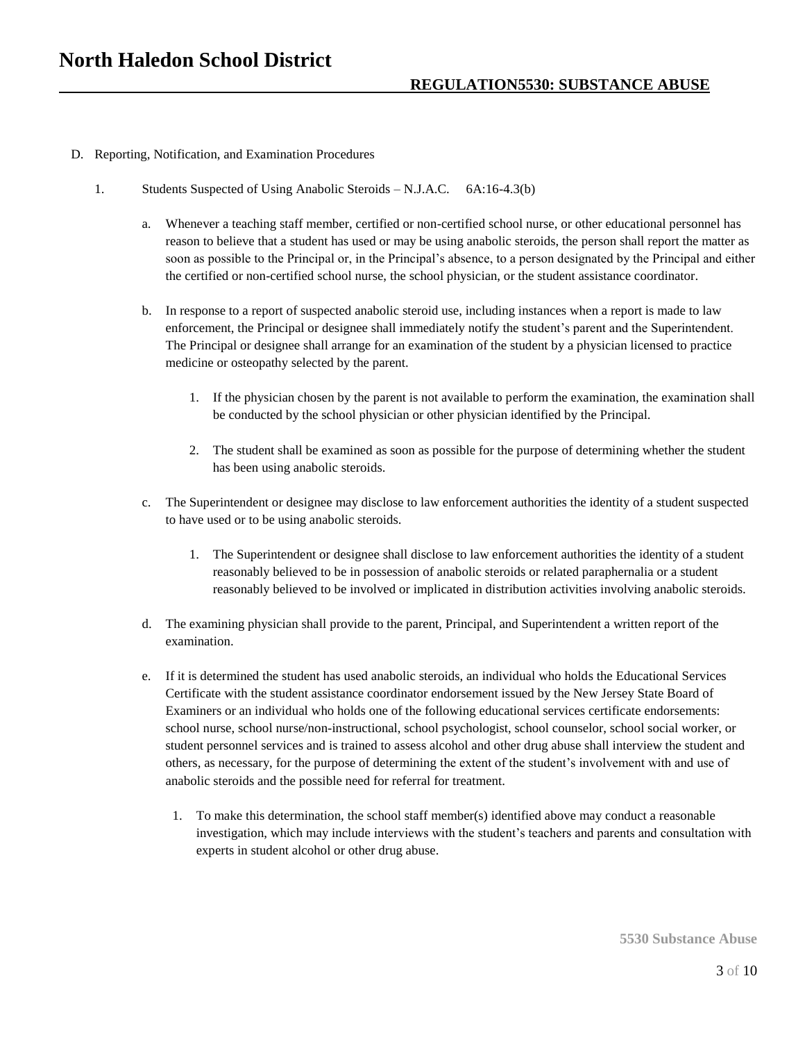D. Reporting, Notification, and Examination Procedures

1. Students Suspected of Using Anabolic Steroids – N.J.A.C. 6A:16-4.3(b)

   a. Whenever a teaching staff member, certified or non-certified school nurse, or other educational personnel has reason to believe that a student has used or may be using anabolic steroids, the person shall report the matter as soon as possible to the Principal or, in the Principal's absence, to a person designated by the Principal and either the certified or non-certified school nurse, the school physician, or the student assistance coordinator.

   b. In response to a report of suspected anabolic steroid use, including instances when a report is made to law enforcement, the Principal or designee shall immediately notify the student's parent and the Superintendent. The Principal or designee shall arrange for an examination of the student by a physician licensed to practice medicine or osteopathy selected by the parent.

      1. If the physician chosen by the parent is not available to perform the examination, the examination shall be conducted by the school physician or other physician identified by the Principal.

      2. The student shall be examined as soon as possible for the purpose of determining whether the student has been using anabolic steroids.

   c. The Superintendent or designee may disclose to law enforcement authorities the identity of a student suspected to have used or to be using anabolic steroids.

      1. The Superintendent or designee shall disclose to law enforcement authorities the identity of a student reasonably believed to be in possession of anabolic steroids or related paraphernalia or a student reasonably believed to be involved or implicated in distribution activities involving anabolic steroids.

   d. The examining physician shall provide to the parent, Principal, and Superintendent a written report of the examination.

   e. If it is determined the student has used anabolic steroids, an individual who holds the Educational Services Certificate with the student assistance coordinator endorsement issued by the New Jersey State Board of Examiners or an individual who holds one of the following educational services certificate endorsements: school nurse, school nurse/non-instructional, school psychologist, school counselor, school social worker, or student personnel services and is trained to assess alcohol and other drug abuse shall interview the student and others, as necessary, for the purpose of determining the extent of the student's involvement with and use of anabolic steroids and the possible need for referral for treatment.

      1. To make this determination, the school staff member(s) identified above may conduct a reasonable investigation, which may include interviews with the student's teachers and parents and consultation with experts in student alcohol or other drug abuse.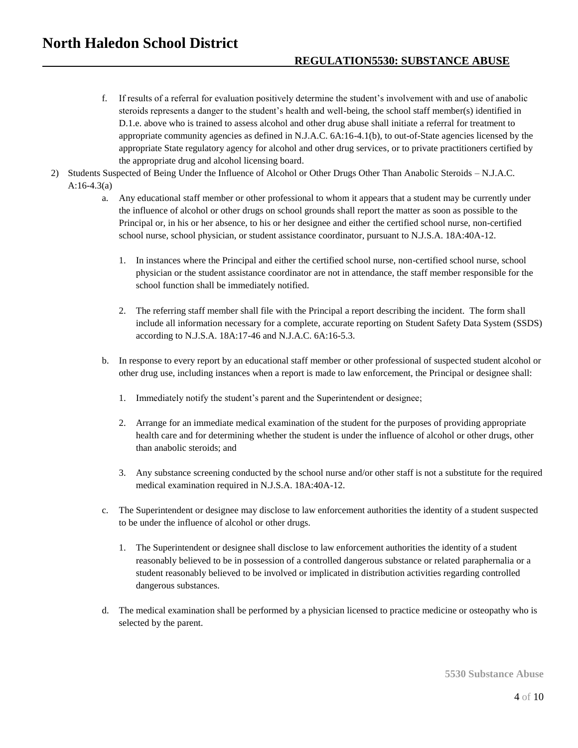f. If results of a referral for evaluation positively determine the student's involvement with and use of anabolic steroids represents a danger to the student's health and well-being, the school staff member(s) identified in D.1.e. above who is trained to assess alcohol and other drug abuse shall initiate a referral for treatment to appropriate community agencies as defined in N.J.A.C. 6A:16-4.1(b), to out-of-State agencies licensed by the appropriate State regulatory agency for alcohol and other drug services, or to private practitioners certified by the appropriate drug and alcohol licensing board.

2) Students Suspected of Being Under the Influence of Alcohol or Other Drugs Other Than Anabolic Steroids – N.J.A.C. A:16-4.3(a)

   a. Any educational staff member or other professional to whom it appears that a student may be currently under the influence of alcohol or other drugs on school grounds shall report the matter as soon as possible to the Principal or, in his or her absence, to his or her designee and either the certified school nurse, non-certified school nurse, school physician, or student assistance coordinator, pursuant to N.J.S.A. 18A:40A-12.

      1. In instances where the Principal and either the certified school nurse, non-certified school nurse, school physician or the student assistance coordinator are not in attendance, the staff member responsible for the school function shall be immediately notified.

      2. The referring staff member shall file with the Principal a report describing the incident. The form shall include all information necessary for a complete, accurate reporting on Student Safety Data System (SSDS) according to N.J.S.A. 18A:17-46 and N.J.A.C. 6A:16-5.3.

   b. In response to every report by an educational staff member or other professional of suspected student alcohol or other drug use, including instances when a report is made to law enforcement, the Principal or designee shall:

      1. Immediately notify the student's parent and the Superintendent or designee;

      2. Arrange for an immediate medical examination of the student for the purposes of providing appropriate health care and for determining whether the student is under the influence of alcohol or other drugs, other than anabolic steroids; and

      3. Any substance screening conducted by the school nurse and/or other staff is not a substitute for the required medical examination required in N.J.S.A. 18A:40A-12.

   c. The Superintendent or designee may disclose to law enforcement authorities the identity of a student suspected to be under the influence of alcohol or other drugs.

      1. The Superintendent or designee shall disclose to law enforcement authorities the identity of a student reasonably believed to be in possession of a controlled dangerous substance or related paraphernalia or a student reasonably believed to be involved or implicated in distribution activities regarding controlled dangerous substances.

   d. The medical examination shall be performed by a physician licensed to practice medicine or osteopathy who is selected by the parent.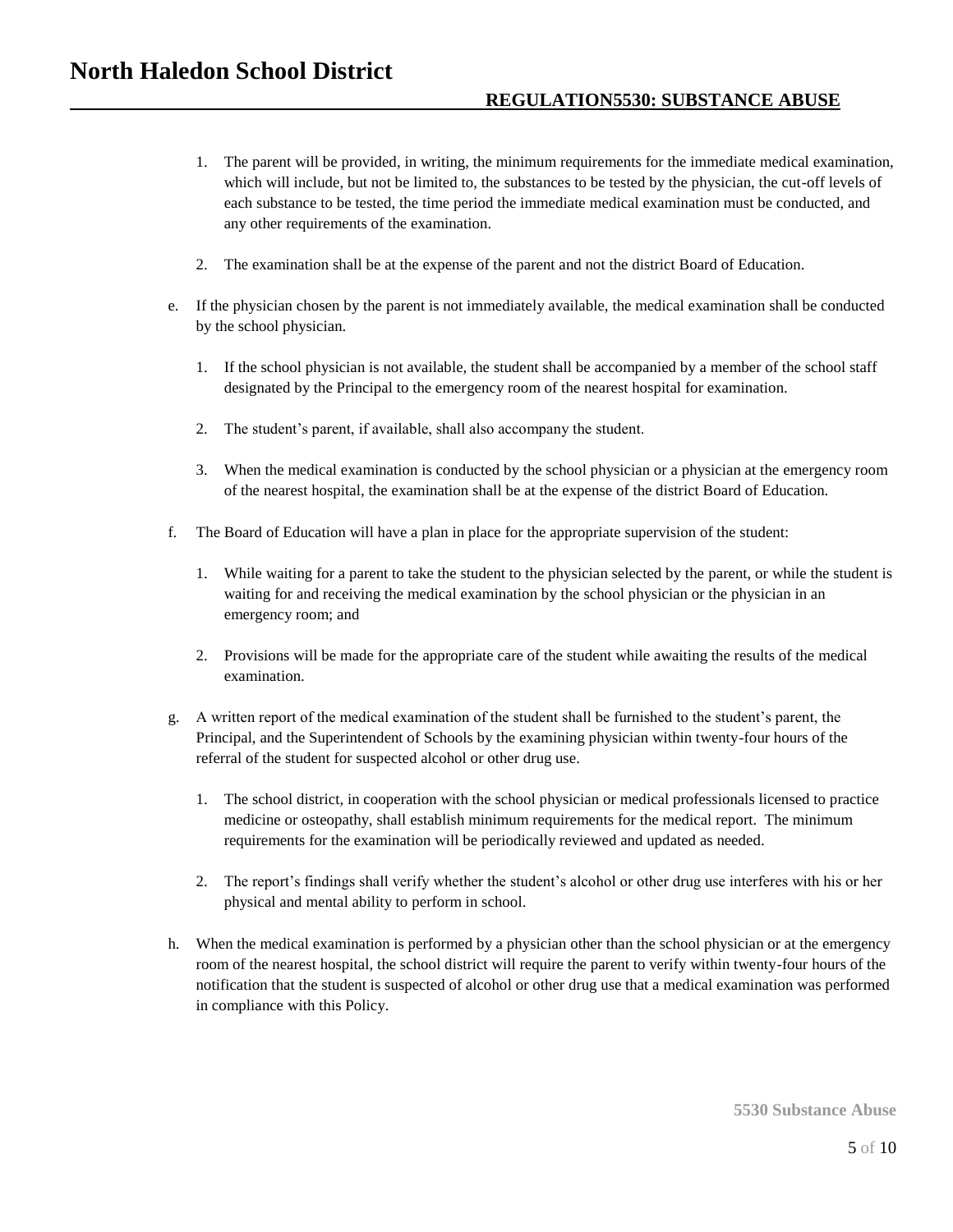1. The parent will be provided, in writing, the minimum requirements for the immediate medical examination, which will include, but not be limited to, the substances to be tested by the physician, the cut-off levels of each substance to be tested, the time period the immediate medical examination must be conducted, and any other requirements of the examination.

2. The examination shall be at the expense of the parent and not the district Board of Education.

e. If the physician chosen by the parent is not immediately available, the medical examination shall be conducted by the school physician.

   1. If the school physician is not available, the student shall be accompanied by a member of the school staff designated by the Principal to the emergency room of the nearest hospital for examination.

   2. The student's parent, if available, shall also accompany the student.

   3. When the medical examination is conducted by the school physician or a physician at the emergency room of the nearest hospital, the examination shall be at the expense of the district Board of Education.

f. The Board of Education will have a plan in place for the appropriate supervision of the student:

   1. While waiting for a parent to take the student to the physician selected by the parent, or while the student is waiting for and receiving the medical examination by the school physician or the physician in an emergency room; and

   2. Provisions will be made for the appropriate care of the student while awaiting the results of the medical examination.

g. A written report of the medical examination of the student shall be furnished to the student's parent, the Principal, and the Superintendent of Schools by the examining physician within twenty-four hours of the referral of the student for suspected alcohol or other drug use.

   1. The school district, in cooperation with the school physician or medical professionals licensed to practice medicine or osteopathy, shall establish minimum requirements for the medical report. The minimum requirements for the examination will be periodically reviewed and updated as needed.

   2. The report's findings shall verify whether the student's alcohol or other drug use interferes with his or her physical and mental ability to perform in school.

h. When the medical examination is performed by a physician other than the school physician or at the emergency room of the nearest hospital, the school district will require the parent to verify within twenty-four hours of the notification that the student is suspected of alcohol or other drug use that a medical examination was performed in compliance with this Policy.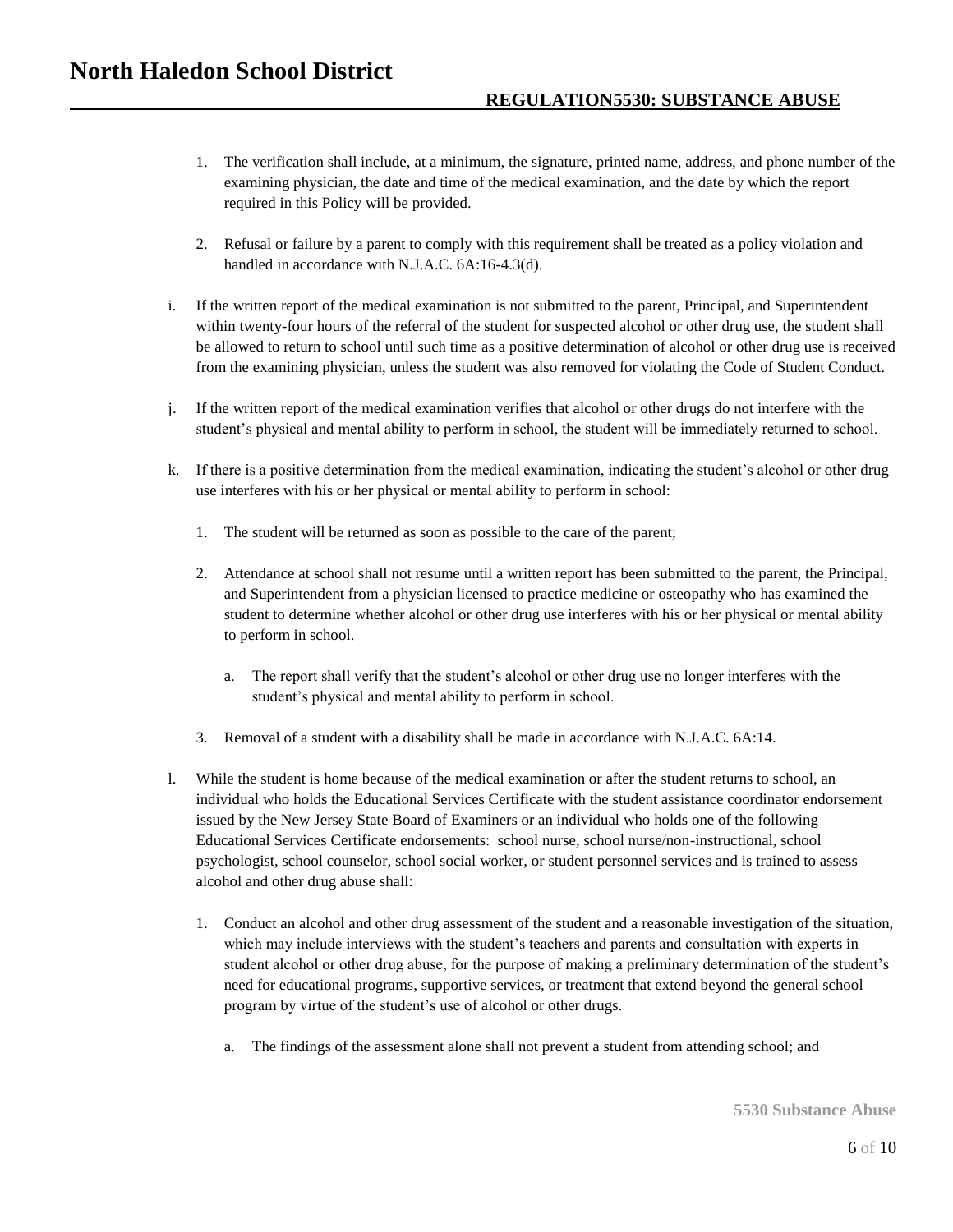1. The verification shall include, at a minimum, the signature, printed name, address, and phone number of the examining physician, the date and time of the medical examination, and the date by which the report required in this Policy will be provided.

2. Refusal or failure by a parent to comply with this requirement shall be treated as a policy violation and handled in accordance with N.J.A.C. 6A:16-4.3(d).

i. If the written report of the medical examination is not submitted to the parent, Principal, and Superintendent within twenty-four hours of the referral of the student for suspected alcohol or other drug use, the student shall be allowed to return to school until such time as a positive determination of alcohol or other drug use is received from the examining physician, unless the student was also removed for violating the Code of Student Conduct.

j. If the written report of the medical examination verifies that alcohol or other drugs do not interfere with the student's physical and mental ability to perform in school, the student will be immediately returned to school.

k. If there is a positive determination from the medical examination, indicating the student's alcohol or other drug use interferes with his or her physical or mental ability to perform in school:

   1. The student will be returned as soon as possible to the care of the parent;

   2. Attendance at school shall not resume until a written report has been submitted to the parent, the Principal, and Superintendent from a physician licensed to practice medicine or osteopathy who has examined the student to determine whether alcohol or other drug use interferes with his or her physical or mental ability to perform in school.

      a. The report shall verify that the student's alcohol or other drug use no longer interferes with the student's physical and mental ability to perform in school.

   3. Removal of a student with a disability shall be made in accordance with N.J.A.C. 6A:14.

l. While the student is home because of the medical examination or after the student returns to school, an individual who holds the Educational Services Certificate with the student assistance coordinator endorsement issued by the New Jersey State Board of Examiners or an individual who holds one of the following Educational Services Certificate endorsements: school nurse, school nurse/non-instructional, school psychologist, school counselor, school social worker, or student personnel services and is trained to assess alcohol and other drug abuse shall:

   1. Conduct an alcohol and other drug assessment of the student and a reasonable investigation of the situation, which may include interviews with the student's teachers and parents and consultation with experts in student alcohol or other drug abuse, for the purpose of making a preliminary determination of the student's need for educational programs, supportive services, or treatment that extend beyond the general school program by virtue of the student's use of alcohol or other drugs.

      a. The findings of the assessment alone shall not prevent a student from attending school; and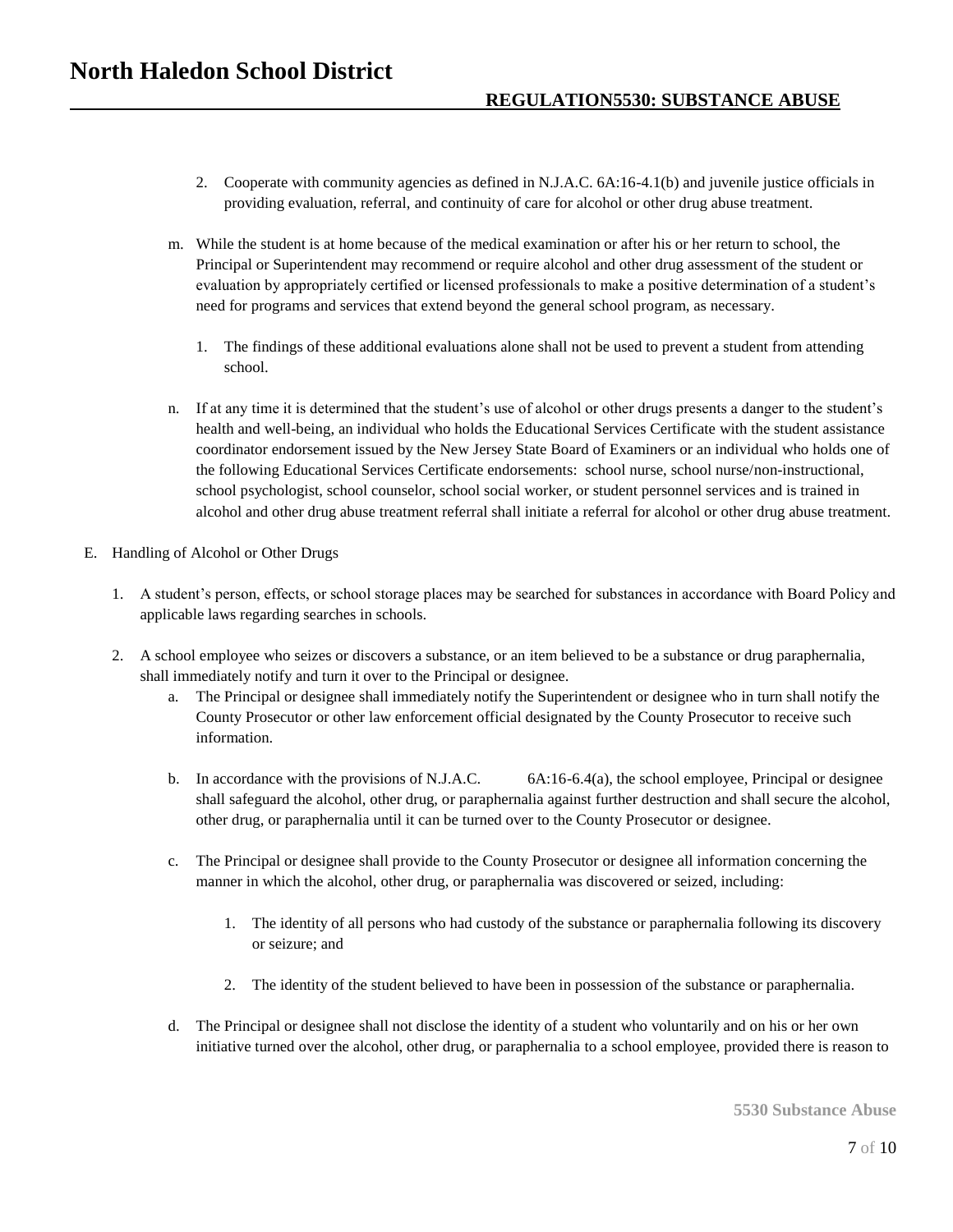2. Cooperate with community agencies as defined in N.J.A.C. 6A:16-4.1(b) and juvenile justice officials in providing evaluation, referral, and continuity of care for alcohol or other drug abuse treatment.

m. While the student is at home because of the medical examination or after his or her return to school, the Principal or Superintendent may recommend or require alcohol and other drug assessment of the student or evaluation by appropriately certified or licensed professionals to make a positive determination of a student's need for programs and services that extend beyond the general school program, as necessary.

   1. The findings of these additional evaluations alone shall not be used to prevent a student from attending school.

n. If at any time it is determined that the student's use of alcohol or other drugs presents a danger to the student's health and well-being, an individual who holds the Educational Services Certificate with the student assistance coordinator endorsement issued by the New Jersey State Board of Examiners or an individual who holds one of the following Educational Services Certificate endorsements: school nurse, school nurse/non-instructional, school psychologist, school counselor, school social worker, or student personnel services and is trained in alcohol and other drug abuse treatment referral shall initiate a referral for alcohol or other drug abuse treatment.

E. Handling of Alcohol or Other Drugs

1. A student's person, effects, or school storage places may be searched for substances in accordance with Board Policy and applicable laws regarding searches in schools.

2. A school employee who seizes or discovers a substance, or an item believed to be a substance or drug paraphernalia, shall immediately notify and turn it over to the Principal or designee.

   a. The Principal or designee shall immediately notify the Superintendent or designee who in turn shall notify the County Prosecutor or other law enforcement official designated by the County Prosecutor to receive such information.

   b. In accordance with the provisions of N.J.A.C. 6A:16-6.4(a), the school employee, Principal or designee shall safeguard the alcohol, other drug, or paraphernalia against further destruction and shall secure the alcohol, other drug, or paraphernalia until it can be turned over to the County Prosecutor or designee.

   c. The Principal or designee shall provide to the County Prosecutor or designee all information concerning the manner in which the alcohol, other drug, or paraphernalia was discovered or seized, including:

      1. The identity of all persons who had custody of the substance or paraphernalia following its discovery or seizure; and

      2. The identity of the student believed to have been in possession of the substance or paraphernalia.

   d. The Principal or designee shall not disclose the identity of a student who voluntarily and on his or her own initiative turned over the alcohol, other drug, or paraphernalia to a school employee, provided there is reason to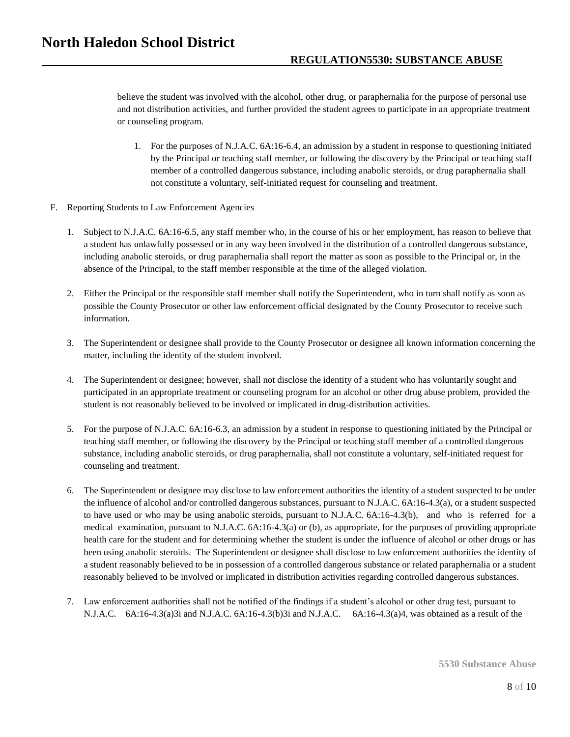believe the student was involved with the alcohol, other drug, or paraphernalia for the purpose of personal use and not distribution activities, and further provided the student agrees to participate in an appropriate treatment or counseling program.

1. For the purposes of N.J.A.C. 6A:16-6.4, an admission by a student in response to questioning initiated by the Principal or teaching staff member, or following the discovery by the Principal or teaching staff member of a controlled dangerous substance, including anabolic steroids, or drug paraphernalia shall not constitute a voluntary, self-initiated request for counseling and treatment.

F. Reporting Students to Law Enforcement Agencies

1. Subject to N.J.A.C. 6A:16-6.5, any staff member who, in the course of his or her employment, has reason to believe that a student has unlawfully possessed or in any way been involved in the distribution of a controlled dangerous substance, including anabolic steroids, or drug paraphernalia shall report the matter as soon as possible to the Principal or, in the absence of the Principal, to the staff member responsible at the time of the alleged violation.

2. Either the Principal or the responsible staff member shall notify the Superintendent, who in turn shall notify as soon as possible the County Prosecutor or other law enforcement official designated by the County Prosecutor to receive such information.

3. The Superintendent or designee shall provide to the County Prosecutor or designee all known information concerning the matter, including the identity of the student involved.

4. The Superintendent or designee; however, shall not disclose the identity of a student who has voluntarily sought and participated in an appropriate treatment or counseling program for an alcohol or other drug abuse problem, provided the student is not reasonably believed to be involved or implicated in drug-distribution activities.

5. For the purpose of N.J.A.C. 6A:16-6.3, an admission by a student in response to questioning initiated by the Principal or teaching staff member, or following the discovery by the Principal or teaching staff member of a controlled dangerous substance, including anabolic steroids, or drug paraphernalia, shall not constitute a voluntary, self-initiated request for counseling and treatment.

6. The Superintendent or designee may disclose to law enforcement authorities the identity of a student suspected to be under the influence of alcohol and/or controlled dangerous substances, pursuant to N.J.A.C. 6A:16-4.3(a), or a student suspected to have used or who may be using anabolic steroids, pursuant to N.J.A.C. 6A:16-4.3(b), and who is referred for a medical examination, pursuant to N.J.A.C. 6A:16-4.3(a) or (b), as appropriate, for the purposes of providing appropriate health care for the student and for determining whether the student is under the influence of alcohol or other drugs or has been using anabolic steroids. The Superintendent or designee shall disclose to law enforcement authorities the identity of a student reasonably believed to be in possession of a controlled dangerous substance or related paraphernalia or a student reasonably believed to be involved or implicated in distribution activities regarding controlled dangerous substances.

7. Law enforcement authorities shall not be notified of the findings if a student's alcohol or other drug test, pursuant to N.J.A.C. 6A:16-4.3(a)3i and N.J.A.C. 6A:16-4.3(b)3i and N.J.A.C. 6A:16-4.3(a)4, was obtained as a result of the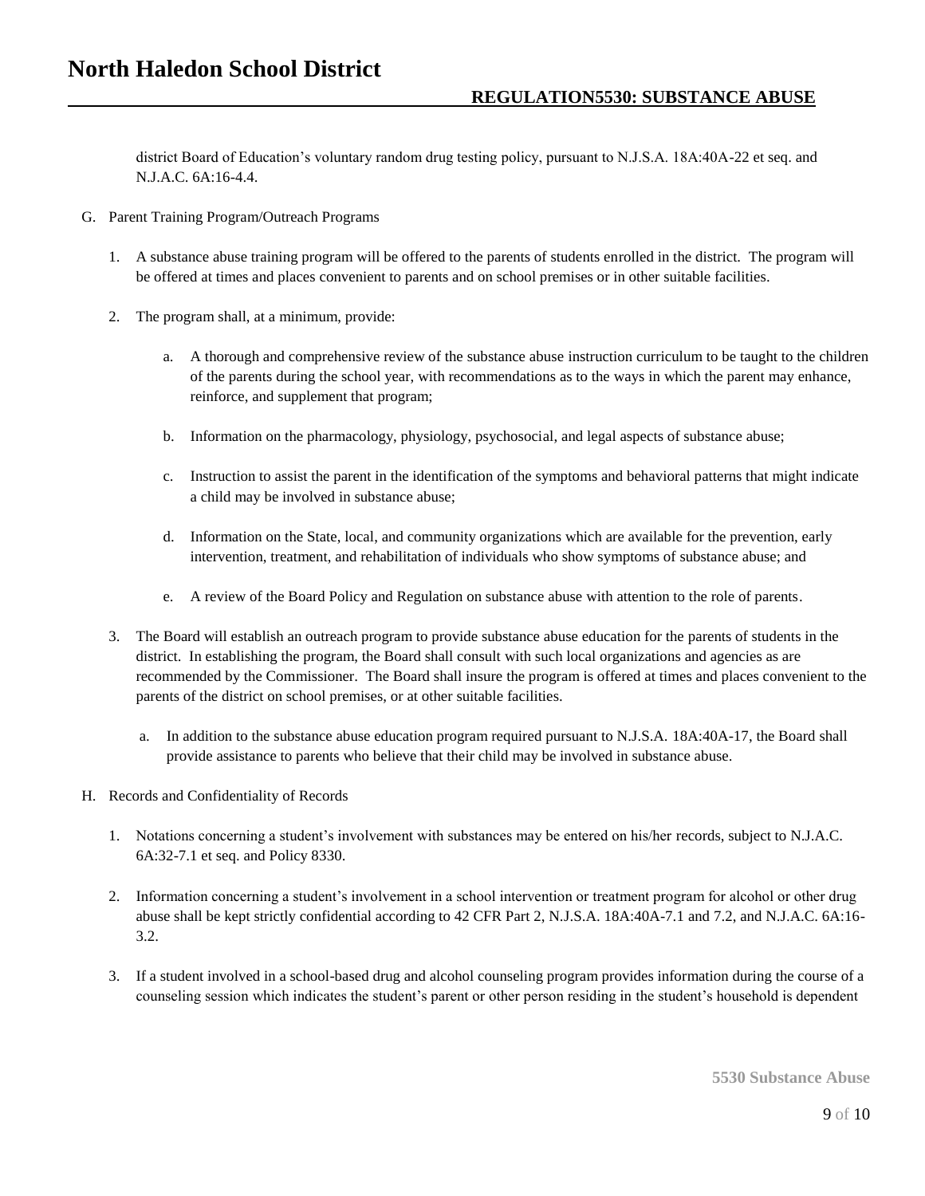district Board of Education's voluntary random drug testing policy, pursuant to N.J.S.A. 18A:40A-22 et seq. and N.J.A.C. 6A:16-4.4.

G. Parent Training Program/Outreach Programs

1. A substance abuse training program will be offered to the parents of students enrolled in the district. The program will be offered at times and places convenient to parents and on school premises or in other suitable facilities.

2. The program shall, at a minimum, provide:

   a. A thorough and comprehensive review of the substance abuse instruction curriculum to be taught to the children of the parents during the school year, with recommendations as to the ways in which the parent may enhance, reinforce, and supplement that program;

   b. Information on the pharmacology, physiology, psychosocial, and legal aspects of substance abuse;

   c. Instruction to assist the parent in the identification of the symptoms and behavioral patterns that might indicate a child may be involved in substance abuse;

   d. Information on the State, local, and community organizations which are available for the prevention, early intervention, treatment, and rehabilitation of individuals who show symptoms of substance abuse; and

   e. A review of the Board Policy and Regulation on substance abuse with attention to the role of parents.

3. The Board will establish an outreach program to provide substance abuse education for the parents of students in the district. In establishing the program, the Board shall consult with such local organizations and agencies as are recommended by the Commissioner. The Board shall insure the program is offered at times and places convenient to the parents of the district on school premises, or at other suitable facilities.

   a. In addition to the substance abuse education program required pursuant to N.J.S.A. 18A:40A-17, the Board shall provide assistance to parents who believe that their child may be involved in substance abuse.

H. Records and Confidentiality of Records

1. Notations concerning a student's involvement with substances may be entered on his/her records, subject to N.J.A.C. 6A:32-7.1 et seq. and Policy 8330.

2. Information concerning a student's involvement in a school intervention or treatment program for alcohol or other drug abuse shall be kept strictly confidential according to 42 CFR Part 2, N.J.S.A. 18A:40A-7.1 and 7.2, and N.J.A.C. 6A:16-3.2.

3. If a student involved in a school-based drug and alcohol counseling program provides information during the course of a counseling session which indicates the student's parent or other person residing in the student's household is dependent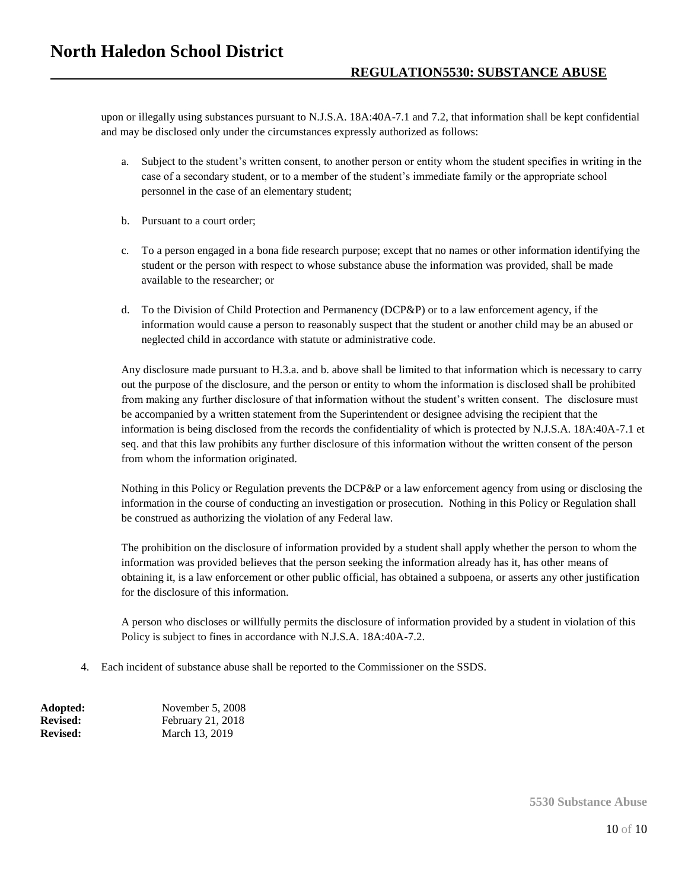upon or illegally using substances pursuant to N.J.S.A. 18A:40A-7.1 and 7.2, that information shall be kept confidential and may be disclosed only under the circumstances expressly authorized as follows:

a. Subject to the student's written consent, to another person or entity whom the student specifies in writing in the case of a secondary student, or to a member of the student's immediate family or the appropriate school personnel in the case of an elementary student;

b. Pursuant to a court order;

c. To a person engaged in a bona fide research purpose; except that no names or other information identifying the student or the person with respect to whose substance abuse the information was provided, shall be made available to the researcher; or

d. To the Division of Child Protection and Permanency (DCP&P) or to a law enforcement agency, if the information would cause a person to reasonably suspect that the student or another child may be an abused or neglected child in accordance with statute or administrative code.

Any disclosure made pursuant to H.3.a. and b. above shall be limited to that information which is necessary to carry out the purpose of the disclosure, and the person or entity to whom the information is disclosed shall be prohibited from making any further disclosure of that information without the student's written consent. The disclosure must be accompanied by a written statement from the Superintendent or designee advising the recipient that the information is being disclosed from the records the confidentiality of which is protected by N.J.S.A. 18A:40A-7.1 et seq. and that this law prohibits any further disclosure of this information without the written consent of the person from whom the information originated.

Nothing in this Policy or Regulation prevents the DCP&P or a law enforcement agency from using or disclosing the information in the course of conducting an investigation or prosecution. Nothing in this Policy or Regulation shall be construed as authorizing the violation of any Federal law.

The prohibition on the disclosure of information provided by a student shall apply whether the person to whom the information was provided believes that the person seeking the information already has it, has other means of obtaining it, is a law enforcement or other public official, has obtained a subpoena, or asserts any other justification for the disclosure of this information.

A person who discloses or willfully permits the disclosure of information provided by a student in violation of this Policy is subject to fines in accordance with N.J.S.A. 18A:40A-7.2.

4. Each incident of substance abuse shall be reported to the Commissioner on the SSDS.

**Adopted:** November 5, 2008
**Revised:** February 21, 2018
**Revised:** March 13, 2019